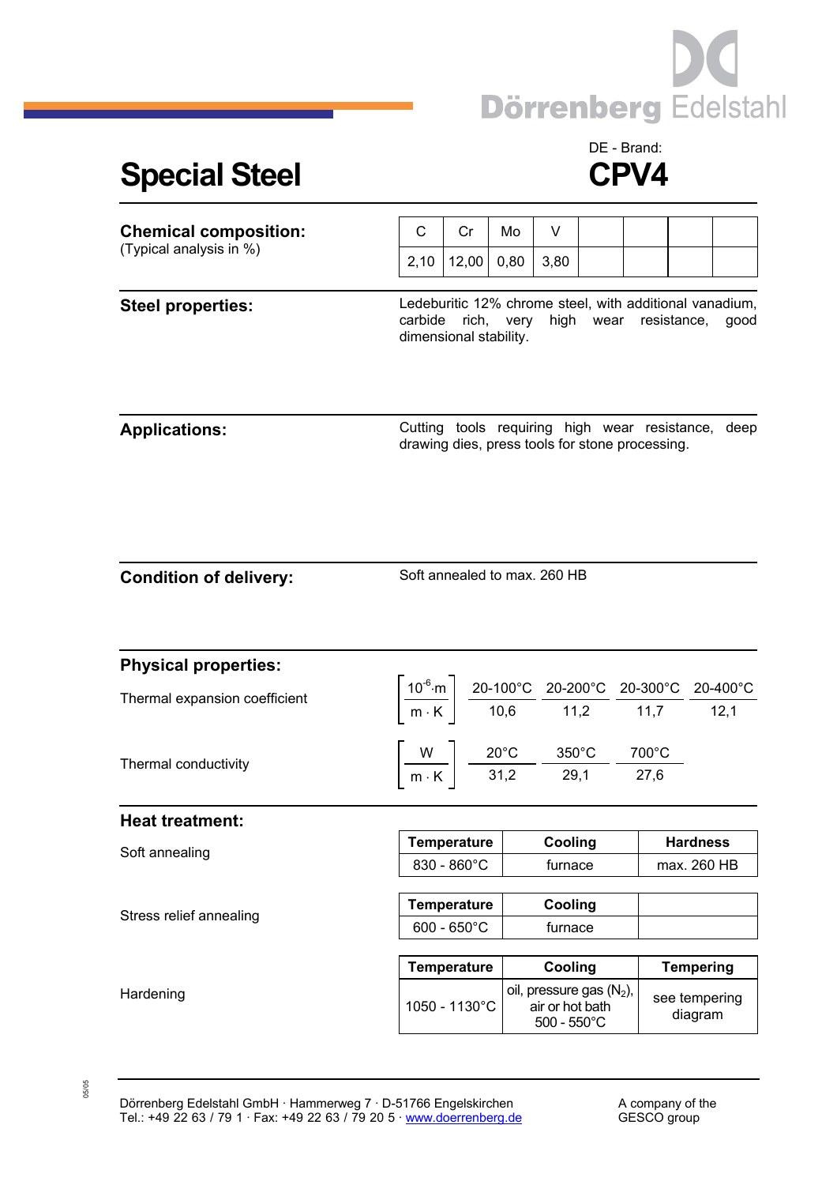Dörrenberg Edelstahl

# Special Steel

DE - Brand:

## CPV4

**Chemical composition:**
(Typical analysis in %)

| C | Cr | Mo | V | | | | |
|---|---|---|---|---|---|---|---|
| 2,10 | 12,00 | 0,80 | 3,80 | | | | |

**Steel properties:**

Ledeburitic 12% chrome steel, with additional vanadium, carbide rich, very high wear resistance, good dimensional stability.

**Applications:**

Cutting tools requiring high wear resistance, deep drawing dies, press tools for stone processing.

**Condition of delivery:**

Soft annealed to max. 260 HB

**Physical properties:**

Thermal expansion coefficient

| $\left[\frac{10^{-6} \cdot m}{m \cdot K}\right]$ | 20-100°C | 20-200°C | 20-300°C | 20-400°C |
|---|---|---|---|---|
| | 10,6 | 11,2 | 11,7 | 12,1 |

Thermal conductivity

| $\left[\frac{W}{m \cdot K}\right]$ | 20°C | 350°C | 700°C |
|---|---|---|---|
| | 31,2 | 29,1 | 27,6 |

**Heat treatment:**

Soft annealing

| Temperature | Cooling | Hardness |
|---|---|---|
| 830 - 860°C | furnace | max. 260 HB |

Stress relief annealing

| Temperature | Cooling | |
|---|---|---|
| 600 - 650°C | furnace | |

Hardening

| Temperature | Cooling | Tempering |
|---|---|---|
| 1050 - 1130°C | oil, pressure gas ($N_2$), air or hot bath 500 - 550°C | see tempering diagram |

Dörrenberg Edelstahl GmbH · Hammerweg 7 · D-51766 Engelskirchen
Tel.: +49 22 63 / 79 1 · Fax: +49 22 63 / 79 20 5 · www.doerrenberg.de

A company of the GESCO group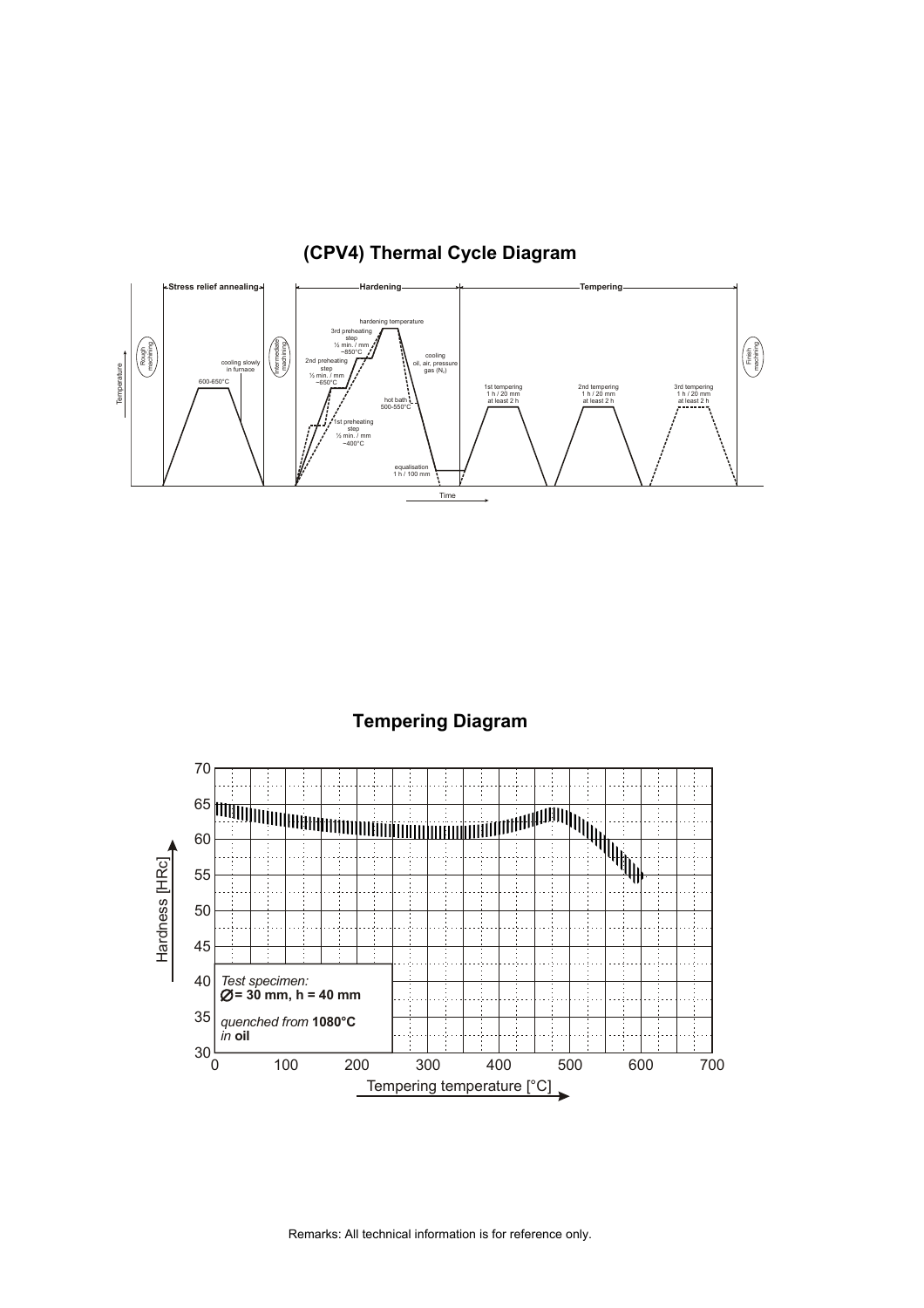## (CPV4) Thermal Cycle Diagram

Stress relief annealing
Hardening
Tempering

Rough machining
Intermediate machining
Finish machining

Temperature
Time

600-650°C
cooling slowly in furnace

hardening temperature
3rd preheating step ½ min. / mm ~850°C
2nd preheating step ½ min. / mm ~650°C
1st preheating step ½ min. / mm ~400°C
cooling oil, air, pressure gas ($N_2$)
hot bath 500-550°C
equalisation 1 h / 100 mm

1st tempering 1 h / 20 mm at least 2 h
2nd tempering 1 h / 20 mm at least 2 h
3rd tempering 1 h / 20 mm at least 2 h

## Tempering Diagram

Hardness [HRc]
70
65
60
55
50
45
40
35
30

Tempering temperature [°C]
0
100
200
300
400
500
600
700

*Test specimen:*
**Ø = 30 mm, h = 40 mm**

*quenched from* **1080°C**
*in* **oil**

Remarks: All technical information is for reference only.